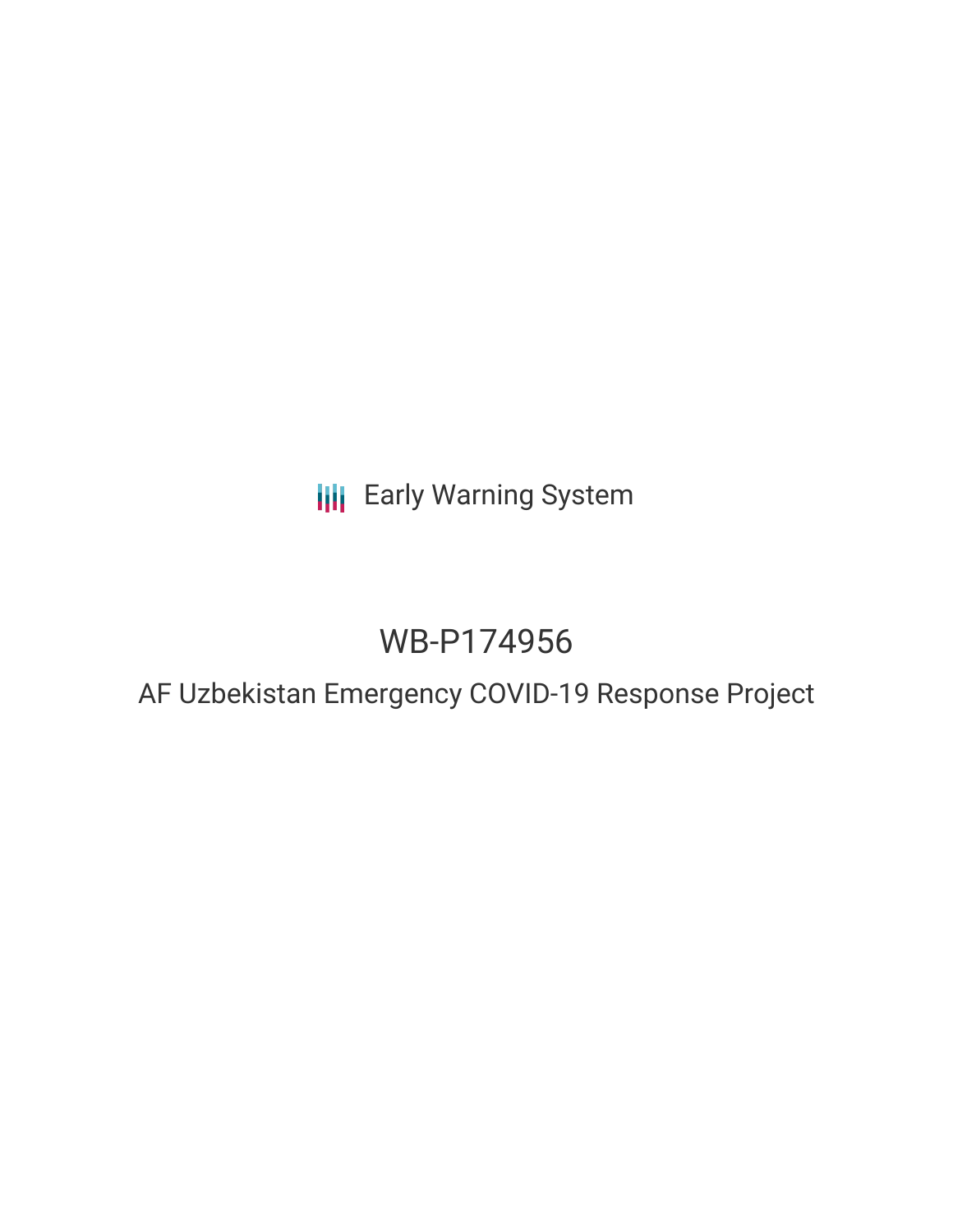Early Warning System

# WB-P174956

## AF Uzbekistan Emergency COVID-19 Response Project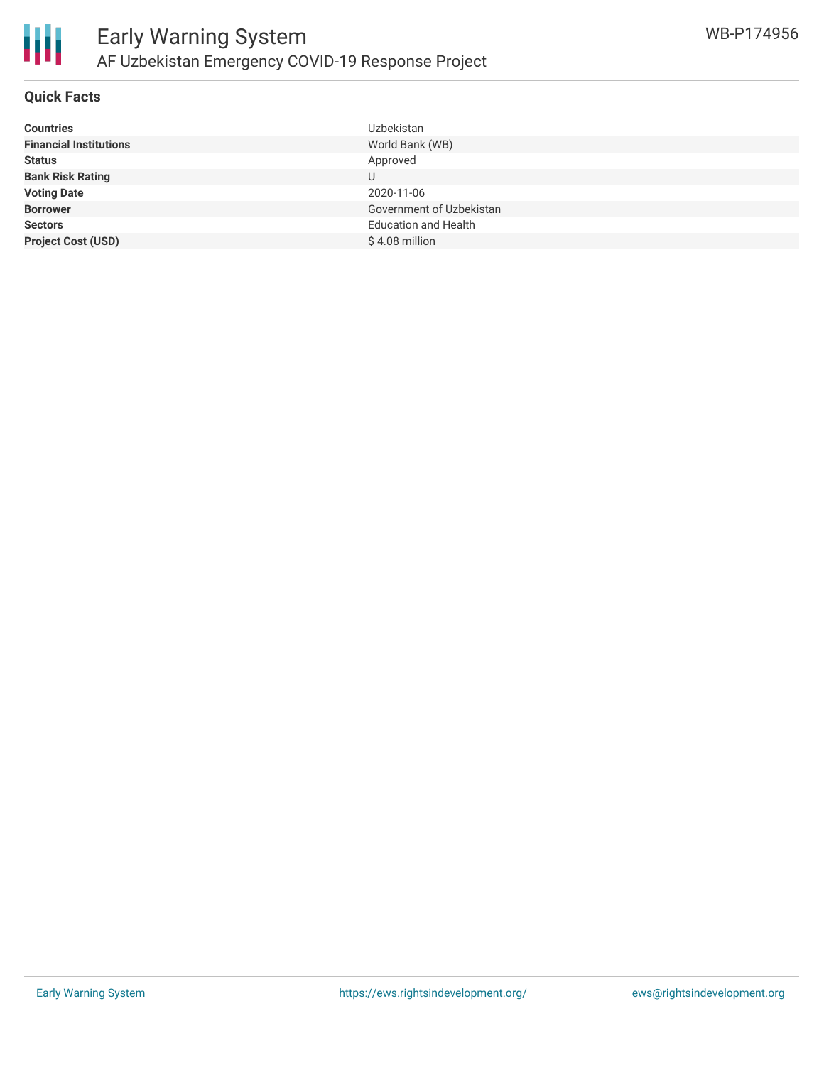## Quick Facts

| | |
|---|---|
| **Countries** | Uzbekistan |
| **Financial Institutions** | World Bank (WB) |
| **Status** | Approved |
| **Bank Risk Rating** | U |
| **Voting Date** | 2020-11-06 |
| **Borrower** | Government of Uzbekistan |
| **Sectors** | Education and Health |
| **Project Cost (USD)** | $ 4.08 million |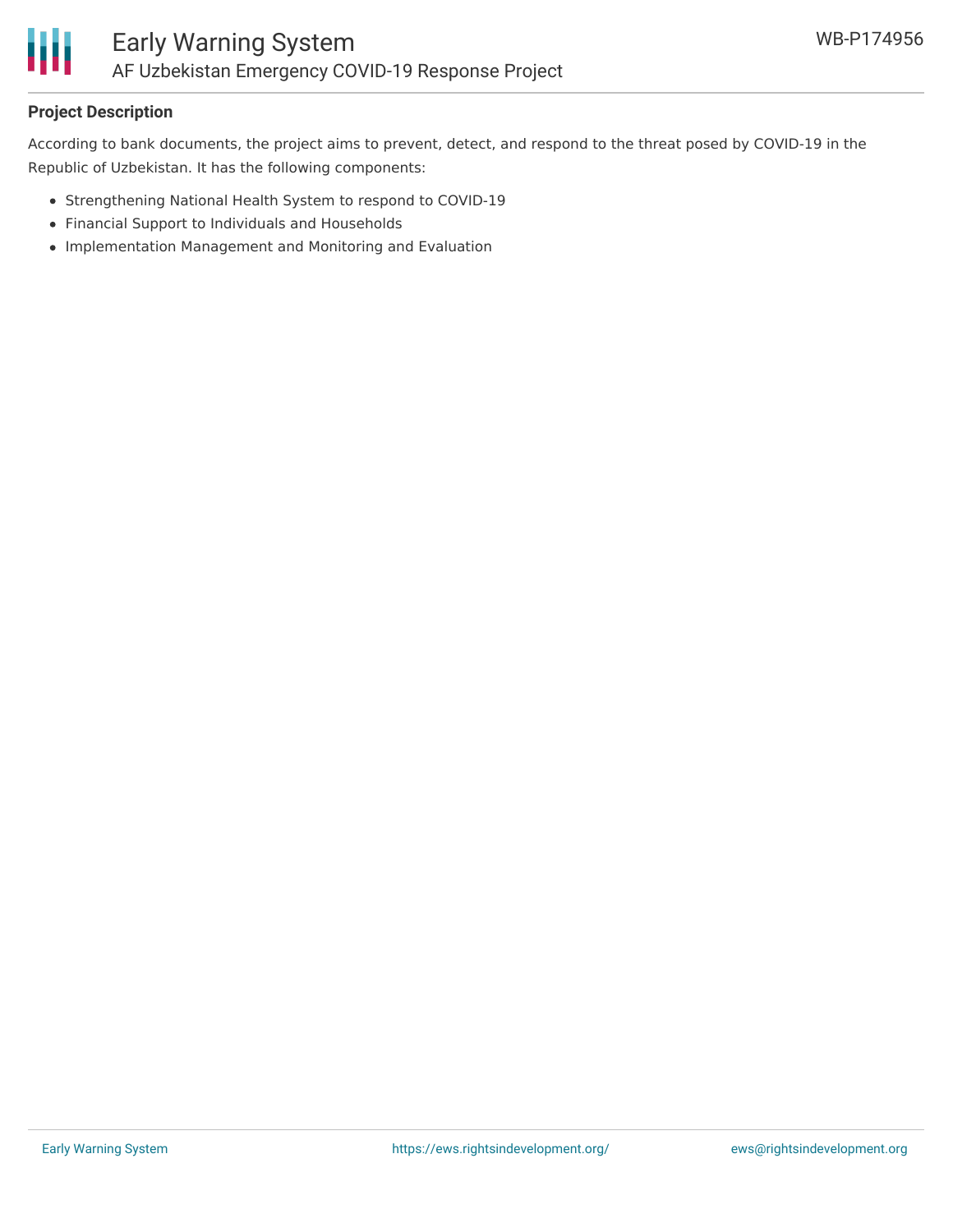**Project Description**

According to bank documents, the project aims to prevent, detect, and respond to the threat posed by COVID-19 in the Republic of Uzbekistan. It has the following components:

- Strengthening National Health System to respond to COVID-19
- Financial Support to Individuals and Households
- Implementation Management and Monitoring and Evaluation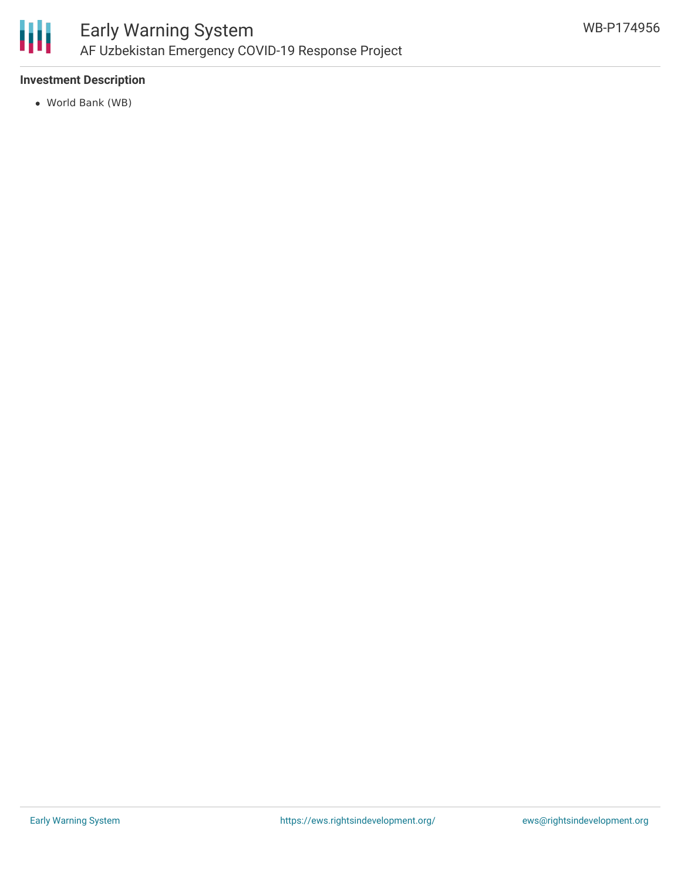### Investment Description

- World Bank (WB)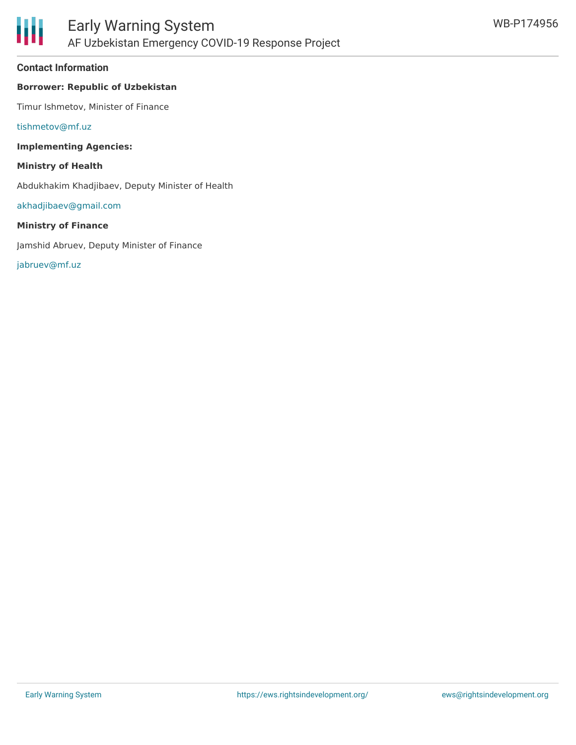## Contact Information

**Borrower: Republic of Uzbekistan**

Timur Ishmetov, Minister of Finance

tishmetov@mf.uz

**Implementing Agencies:**

**Ministry of Health**

Abdukhakim Khadjibaev, Deputy Minister of Health

akhadjibaev@gmail.com

**Ministry of Finance**

Jamshid Abruev, Deputy Minister of Finance

jabruev@mf.uz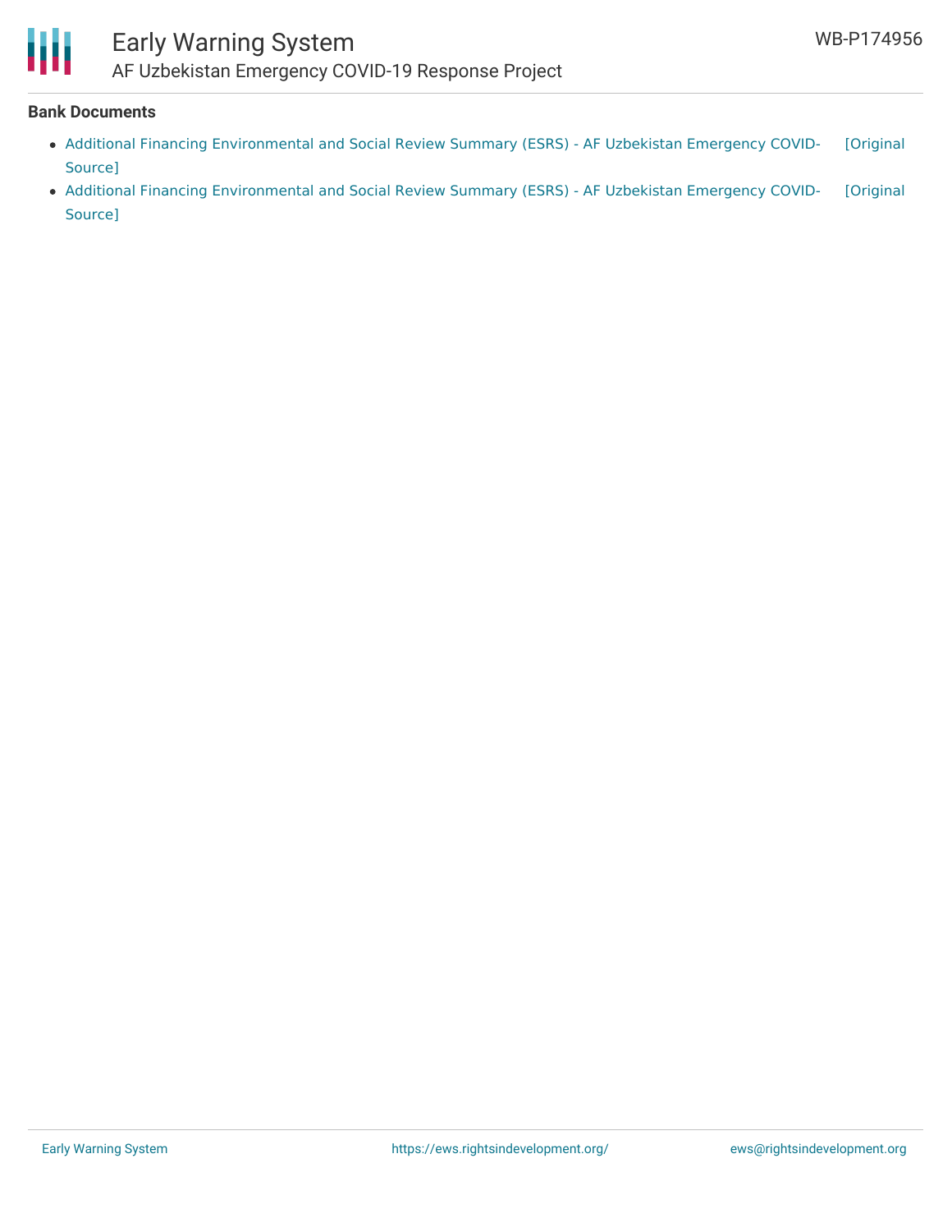**Bank Documents**

- Additional Financing Environmental and Social Review Summary (ESRS) - AF Uzbekistan Emergency COVID- [Original Source]
- Additional Financing Environmental and Social Review Summary (ESRS) - AF Uzbekistan Emergency COVID- [Original Source]